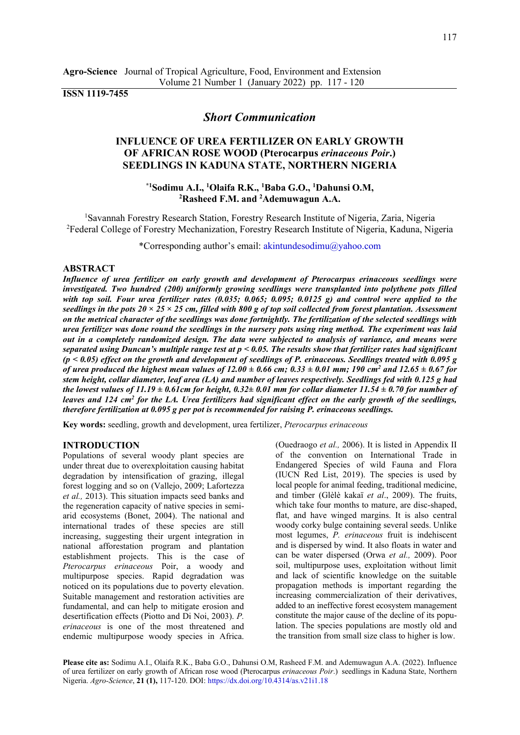**Agro-Science** Journal of Tropical Agriculture, Food, Environment and Extension
Volume 21 Number 1 (January 2022) pp. 117 - 120

**ISSN 1119-7455**

## *Short Communication*

# INFLUENCE OF UREA FERTILIZER ON EARLY GROWTH OF AFRICAN ROSE WOOD (Pterocarpus *erinaceous Poir*.) SEEDLINGS IN KADUNA STATE, NORTHERN NIGERIA

**[*1]Sodimu A.I., [1]Olaifa R.K., [1]Baba G.O., [1]Dahunsi O.M, [2]Rasheed F.M. and [2]Ademuwagun A.A.**

[1]Savannah Forestry Research Station, Forestry Research Institute of Nigeria, Zaria, Nigeria
[2]Federal College of Forestry Mechanization, Forestry Research Institute of Nigeria, Kaduna, Nigeria

*Corresponding author's email: akintundesodimu@yahoo.com

## ABSTRACT

***Influence of urea fertilizer on early growth and development of Pterocarpus erinaceous seedlings were investigated. Two hundred (200) uniformly growing seedlings were transplanted into polythene pots filled with top soil. Four urea fertilizer rates (0.035; 0.065; 0.095; 0.0125 g) and control were applied to the seedlings in the pots 20 × 25 × 25 cm, filled with 800 g of top soil collected from forest plantation. Assessment on the metrical character of the seedlings was done fortnightly. The fertilization of the selected seedlings with urea fertilizer was done round the seedlings in the nursery pots using ring method. The experiment was laid out in a completely randomized design. The data were subjected to analysis of variance, and means were separated using Duncan's multiple range test at $p < 0.05$. The results show that fertilizer rates had significant ($p < 0.05$) effect on the growth and development of seedlings of P. erinaceous. Seedlings treated with 0.095 g of urea produced the highest mean values of 12.00 ± 0.66 cm; 0.33 ± 0.01 mm; 190 $cm^2$ and 12.65 ± 0.67 for stem height, collar diameter, leaf area (LA) and number of leaves respectively. Seedlings fed with 0.125 g had the lowest values of 11.19 ± 0.61cm for height, 0.32± 0.01 mm for collar diameter 11.54 ± 0.70 for number of leaves and 124 $cm^2$ for the LA. Urea fertilizers had significant effect on the early growth of the seedlings, therefore fertilization at 0.095 g per pot is recommended for raising P. erinaceous seedlings.***

**Key words:** seedling, growth and development, urea fertilizer, *Pterocarpus erinaceous*

## INTRODUCTION

Populations of several woody plant species are under threat due to overexploitation causing habitat degradation by intensification of grazing, illegal forest logging and so on (Vallejo, 2009; Lafortezza *et al.,* 2013). This situation impacts seed banks and the regeneration capacity of native species in semi-arid ecosystems (Bonet, 2004). The national and international trades of these species are still increasing, suggesting their urgent integration in national afforestation program and plantation establishment projects. This is the case of *Pterocarpus erinaceous* Poir, a woody and multipurpose species. Rapid degradation was noticed on its populations due to poverty elevation. Suitable management and restoration activities are fundamental, and can help to mitigate erosion and desertification effects (Piotto and Di Noi, 2003). *P. erinaceous* is one of the most threatened and endemic multipurpose woody species in Africa. (Ouedraogo *et al.,* 2006). It is listed in Appendix II of the convention on International Trade in Endangered Species of wild Fauna and Flora (IUCN Red List, 2019). The species is used by local people for animal feeding, traditional medicine, and timber (Glèlè kakaï *et al*., 2009). The fruits, which take four months to mature, are disc-shaped, flat, and have winged margins. It is also central woody corky bulge containing several seeds. Unlike most legumes, *P. erinaceous* fruit is indehiscent and is dispersed by wind. It also floats in water and can be water dispersed (Orwa *et al.,* 2009). Poor soil, multipurpose uses, exploitation without limit and lack of scientific knowledge on the suitable propagation methods is important regarding the increasing commercialization of their derivatives, added to an ineffective forest ecosystem management constitute the major cause of the decline of its population. The species populations are mostly old and the transition from small size class to higher is low.

**Please cite as:** Sodimu A.I., Olaifa R.K., Baba G.O., Dahunsi O.M, Rasheed F.M. and Ademuwagun A.A. (2022). Influence of urea fertilizer on early growth of African rose wood (Pterocarpus *erinaceous Poir*.) seedlings in Kaduna State, Northern Nigeria. *Agro-Science*, **21 (1),** 117-120. DOI: https://dx.doi.org/10.4314/as.v21i1.18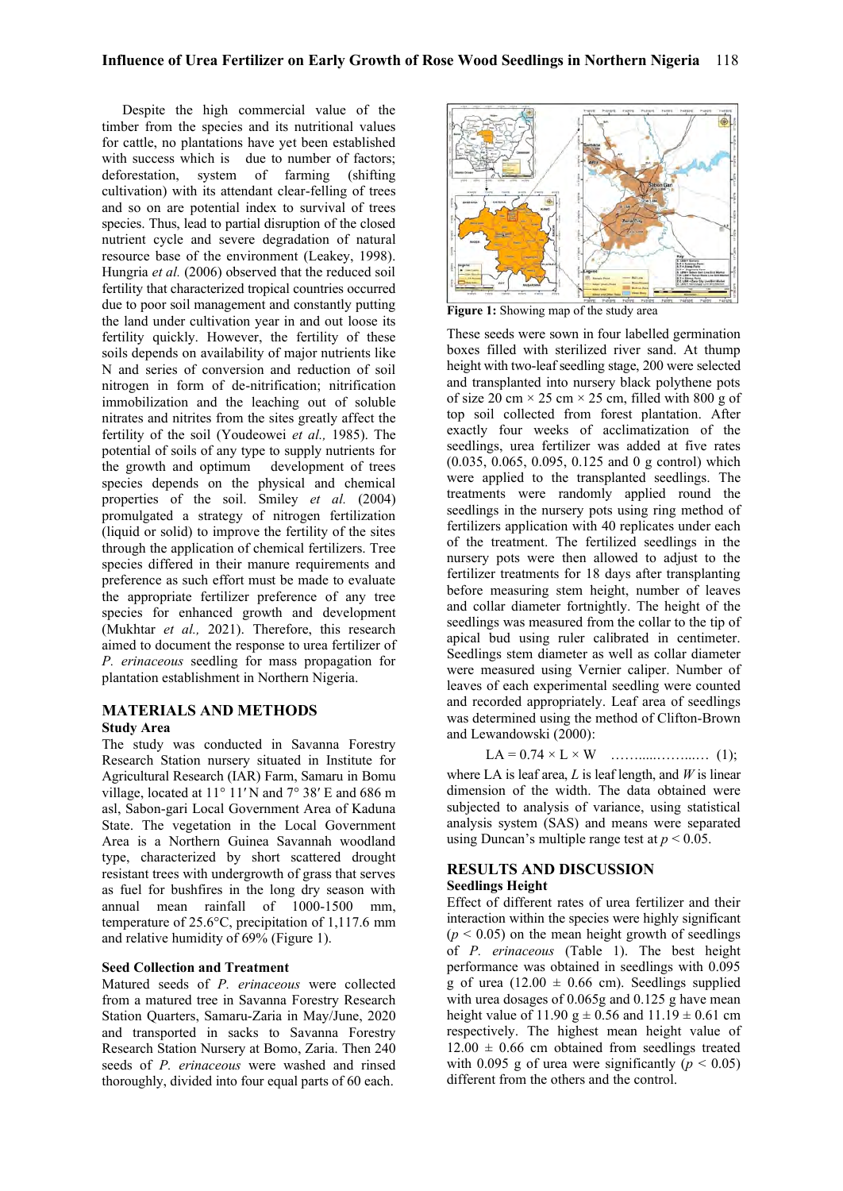Despite the high commercial value of the timber from the species and its nutritional values for cattle, no plantations have yet been established with success which is due to number of factors; deforestation, system of farming (shifting cultivation) with its attendant clear-felling of trees and so on are potential index to survival of trees species. Thus, lead to partial disruption of the closed nutrient cycle and severe degradation of natural resource base of the environment (Leakey, 1998). Hungria *et al.* (2006) observed that the reduced soil fertility that characterized tropical countries occurred due to poor soil management and constantly putting the land under cultivation year in and out loose its fertility quickly. However, the fertility of these soils depends on availability of major nutrients like N and series of conversion and reduction of soil nitrogen in form of de-nitrification; nitrification immobilization and the leaching out of soluble nitrates and nitrites from the sites greatly affect the fertility of the soil (Youdeowei *et al.,* 1985). The potential of soils of any type to supply nutrients for the growth and optimum development of trees species depends on the physical and chemical properties of the soil. Smiley *et al.* (2004) promulgated a strategy of nitrogen fertilization (liquid or solid) to improve the fertility of the sites through the application of chemical fertilizers. Tree species differed in their manure requirements and preference as such effort must be made to evaluate the appropriate fertilizer preference of any tree species for enhanced growth and development (Mukhtar *et al.,* 2021). Therefore, this research aimed to document the response to urea fertilizer of *P. erinaceous* seedling for mass propagation for plantation establishment in Northern Nigeria.

## MATERIALS AND METHODS

### Study Area

The study was conducted in Savanna Forestry Research Station nursery situated in Institute for Agricultural Research (IAR) Farm, Samaru in Bomu village, located at 11° 11′ N and 7° 38′ E and 686 m asl, Sabon-gari Local Government Area of Kaduna State. The vegetation in the Local Government Area is a Northern Guinea Savannah woodland type, characterized by short scattered drought resistant trees with undergrowth of grass that serves as fuel for bushfires in the long dry season with annual mean rainfall of 1000-1500 mm, temperature of 25.6°C, precipitation of 1,117.6 mm and relative humidity of 69% (Figure 1).

**Figure 1:** Showing map of the study area

### Seed Collection and Treatment

Matured seeds of *P. erinaceous* were collected from a matured tree in Savanna Forestry Research Station Quarters, Samaru-Zaria in May/June, 2020 and transported in sacks to Savanna Forestry Research Station Nursery at Bomo, Zaria. Then 240 seeds of *P. erinaceous* were washed and rinsed thoroughly, divided into four equal parts of 60 each. These seeds were sown in four labelled germination boxes filled with sterilized river sand. At thump height with two-leaf seedling stage, 200 were selected and transplanted into nursery black polythene pots of size 20 cm × 25 cm × 25 cm, filled with 800 g of top soil collected from forest plantation. After exactly four weeks of acclimatization of the seedlings, urea fertilizer was added at five rates (0.035, 0.065, 0.095, 0.125 and 0 g control) which were applied to the transplanted seedlings. The treatments were randomly applied round the seedlings in the nursery pots using ring method of fertilizers application with 40 replicates under each of the treatment. The fertilized seedlings in the nursery pots were then allowed to adjust to the fertilizer treatments for 18 days after transplanting before measuring stem height, number of leaves and collar diameter fortnightly. The height of the seedlings was measured from the collar to the tip of apical bud using ruler calibrated in centimeter. Seedlings stem diameter as well as collar diameter were measured using Vernier caliper. Number of leaves of each experimental seedling were counted and recorded appropriately. Leaf area of seedlings was determined using the method of Clifton-Brown and Lewandowski (2000):

$$LA = 0.74 \times L \times W \quad \ldots\ldots\ldots\ldots\ldots\ldots\ldots (1);$$

where LA is leaf area, $L$ is leaf length, and $W$ is linear dimension of the width. The data obtained were subjected to analysis of variance, using statistical analysis system (SAS) and means were separated using Duncan's multiple range test at $p < 0.05$.

## RESULTS AND DISCUSSION

### Seedlings Height

Effect of different rates of urea fertilizer and their interaction within the species were highly significant ($p < 0.05$) on the mean height growth of seedlings of *P. erinaceous* (Table 1). The best height performance was obtained in seedlings with 0.095 g of urea (12.00 ± 0.66 cm). Seedlings supplied with urea dosages of 0.065g and 0.125 g have mean height value of 11.90 g ± 0.56 and 11.19 ± 0.61 cm respectively. The highest mean height value of 12.00 ± 0.66 cm obtained from seedlings treated with 0.095 g of urea were significantly ($p < 0.05$) different from the others and the control.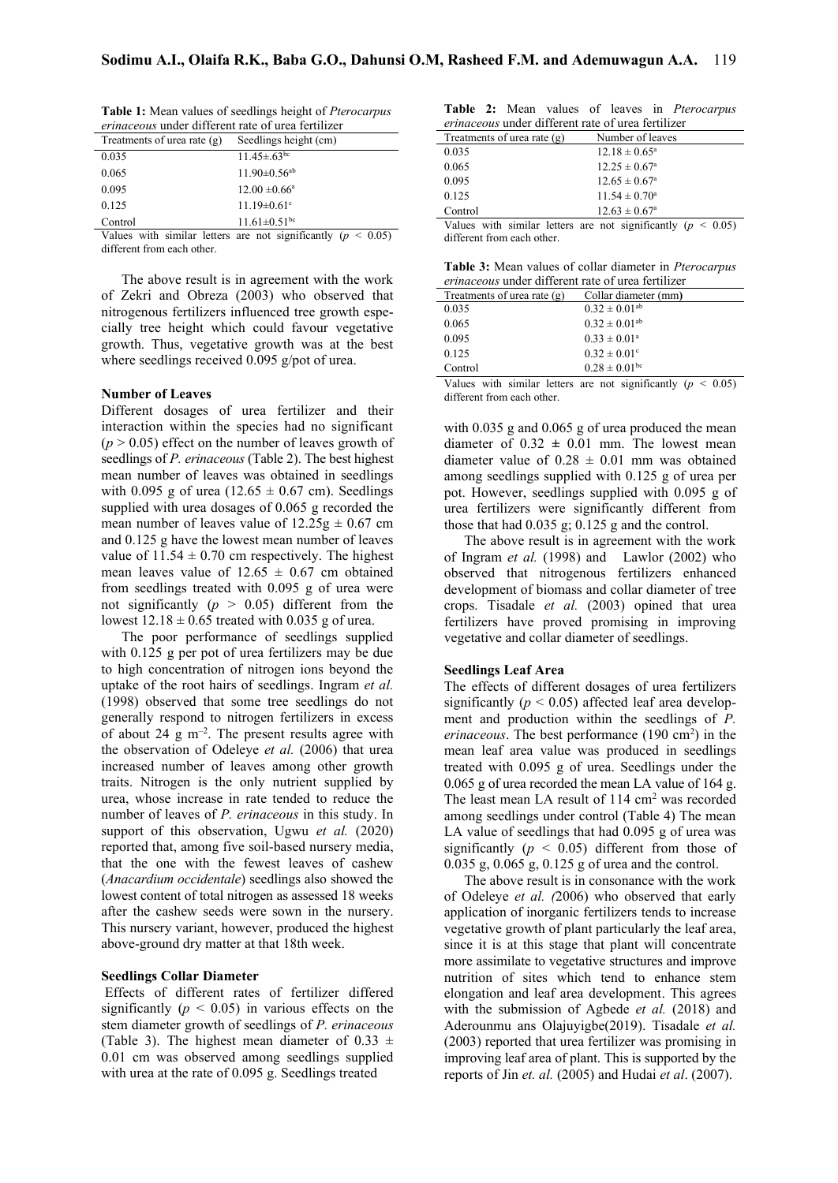**Table 1:** Mean values of seedlings height of *Pterocarpus erinaceous* under different rate of urea fertilizer

| Treatments of urea rate (g) | Seedlings height (cm) |
|---|---|
| 0.035 | 11.45±.63[bc] |
| 0.065 | 11.90±0.56[ab] |
| 0.095 | 12.00 ±0.66[a] |
| 0.125 | 11.19±0.61[c] |
| Control | 11.61±0.51[bc] |

Values with similar letters are not significantly ($p < 0.05$) different from each other.

The above result is in agreement with the work of Zekri and Obreza (2003) who observed that nitrogenous fertilizers influenced tree growth especially tree height which could favour vegetative growth. Thus, vegetative growth was at the best where seedlings received 0.095 g/pot of urea.

**Number of Leaves**

Different dosages of urea fertilizer and their interaction within the species had no significant ($p > 0.05$) effect on the number of leaves growth of seedlings of *P. erinaceous* (Table 2). The best highest mean number of leaves was obtained in seedlings with 0.095 g of urea (12.65 ± 0.67 cm). Seedlings supplied with urea dosages of 0.065 g recorded the mean number of leaves value of 12.25g ± 0.67 cm and 0.125 g have the lowest mean number of leaves value of 11.54 ± 0.70 cm respectively. The highest mean leaves value of 12.65 ± 0.67 cm obtained from seedlings treated with 0.095 g of urea were not significantly ($p > 0.05$) different from the lowest 12.18 ± 0.65 treated with 0.035 g of urea.

The poor performance of seedlings supplied with 0.125 g per pot of urea fertilizers may be due to high concentration of nitrogen ions beyond the uptake of the root hairs of seedlings. Ingram *et al.* (1998) observed that some tree seedlings do not generally respond to nitrogen fertilizers in excess of about 24 g $m^{-2}$. The present results agree with the observation of Odeleye *et al.* (2006) that urea increased number of leaves among other growth traits. Nitrogen is the only nutrient supplied by urea, whose increase in rate tended to reduce the number of leaves of *P. erinaceous* in this study. In support of this observation, Ugwu *et al.* (2020) reported that, among five soil-based nursery media, that the one with the fewest leaves of cashew (*Anacardium occidentale*) seedlings also showed the lowest content of total nitrogen as assessed 18 weeks after the cashew seeds were sown in the nursery. This nursery variant, however, produced the highest above-ground dry matter at that 18th week.

**Seedlings Collar Diameter**

Effects of different rates of fertilizer differed significantly ($p < 0.05$) in various effects on the stem diameter growth of seedlings of *P. erinaceous* (Table 3). The highest mean diameter of 0.33 ± 0.01 cm was observed among seedlings supplied with urea at the rate of 0.095 g. Seedlings treated with 0.035 g and 0.065 g of urea produced the mean diameter of 0.32 ± 0.01 mm. The lowest mean diameter value of 0.28 ± 0.01 mm was obtained among seedlings supplied with 0.125 g of urea per pot. However, seedlings supplied with 0.095 g of urea fertilizers were significantly different from those that had 0.035 g; 0.125 g and the control.

**Table 2:** Mean values of leaves in *Pterocarpus erinaceous* under different rate of urea fertilizer

| Treatments of urea rate (g) | Number of leaves |
|---|---|
| 0.035 | 12.18 ± 0.65[a] |
| 0.065 | 12.25 ± 0.67[a] |
| 0.095 | 12.65 ± 0.67[a] |
| 0.125 | 11.54 ± 0.70[a] |
| Control | 12.63 ± 0.67[a] |

Values with similar letters are not significantly ($p < 0.05$) different from each other.

**Table 3:** Mean values of collar diameter in *Pterocarpus erinaceous* under different rate of urea fertilizer

| Treatments of urea rate (g) | Collar diameter (mm) |
|---|---|
| 0.035 | 0.32 ± 0.01[ab] |
| 0.065 | 0.32 ± 0.01[ab] |
| 0.095 | 0.33 ± 0.01[a] |
| 0.125 | 0.32 ± 0.01[c] |
| Control | 0.28 ± 0.01[bc] |

Values with similar letters are not significantly ($p < 0.05$) different from each other.

The above result is in agreement with the work of Ingram *et al.* (1998) and Lawlor (2002) who observed that nitrogenous fertilizers enhanced development of biomass and collar diameter of tree crops. Tisadale *et al.* (2003) opined that urea fertilizers have proved promising in improving vegetative and collar diameter of seedlings.

**Seedlings Leaf Area**

The effects of different dosages of urea fertilizers significantly ($p < 0.05$) affected leaf area development and production within the seedlings of *P. erinaceous*. The best performance (190 $cm^2$) in the mean leaf area value was produced in seedlings treated with 0.095 g of urea. Seedlings under the 0.065 g of urea recorded the mean LA value of 164 g. The least mean LA result of 114 $cm^2$ was recorded among seedlings under control (Table 4) The mean LA value of seedlings that had 0.095 g of urea was significantly ($p < 0.05$) different from those of 0.035 g, 0.065 g, 0.125 g of urea and the control.

The above result is in consonance with the work of Odeleye *et al.* (2006) who observed that early application of inorganic fertilizers tends to increase vegetative growth of plant particularly the leaf area, since it is at this stage that plant will concentrate more assimilate to vegetative structures and improve nutrition of sites which tend to enhance stem elongation and leaf area development. This agrees with the submission of Agbede *et al.* (2018) and Aderounmu ans Olajuyigbe(2019). Tisadale *et al.* (2003) reported that urea fertilizer was promising in improving leaf area of plant. This is supported by the reports of Jin *et. al.* (2005) and Hudai *et al*. (2007).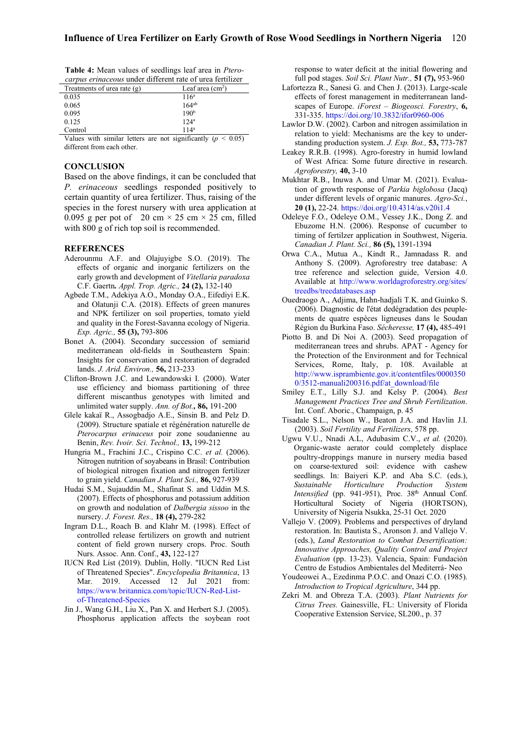**Table 4:** Mean values of seedlings leaf area in *Pterocarpus erinaceus* under different rate of urea fertilizer

| Treatments of urea rate (g) | Leaf area ($cm^2$) |
|---|---|
| 0.035 | $116^a$ |
| 0.065 | $164^{ab}$ |
| 0.095 | $190^b$ |
| 0.125 | $124^a$ |
| Control | $114^a$ |

Values with similar letters are not significantly ($p < 0.05$) different from each other.

## CONCLUSION

Based on the above findings, it can be concluded that *P. erinaceus* seedlings responded positively to certain quantity of urea fertilizer. Thus, raising of the species in the forest nursery with urea application at 0.095 g per pot of 20 cm × 25 cm × 25 cm, filled with 800 g of rich top soil is recommended.

## REFERENCES

Aderounmu A.F. and Olajuyigbe S.O. (2019). The effects of organic and inorganic fertilizers on the early growth and development of *Vitellaria paradoxa* C.F. Gaertn**.** *Appl. Trop. Agric.,* **24 (2),** 132-140

Agbede T.M., Adekiya A.O., Monday O.A., Eifediyi E.K. and Olatunji C.A. (2018). Effects of green manures and NPK fertilizer on soil properties, tomato yield and quality in the Forest-Savanna ecology of Nigeria. *Exp. Agric.,* **55 (3),** 793-806

Bonet A. (2004). Secondary succession of semiarid mediterranean old-fields in Southeastern Spain: Insights for conservation and restoration of degraded lands. *J. Arid. Environ.,* **56,** 213-233

Clifton-Brown J.C. and Lewandowski I. (2000). Water use efficiency and biomass partitioning of three different miscanthus genotypes with limited and unlimited water supply. *Ann. of Bot.***, 86,** 191-200

Glele kakaï R., Assogbadjo A.E., Sinsin B. and Pelz D. (2009). Structure spatiale et régénération naturelle de *Pterocarpus erinaceus* poir zone soudanienne au Benin, *Rev. Ivoir. Sci. Technol.,* **13,** 199-212

Hungria M., Frachini J.C., Crispino C.C. *et al.* (2006). Nitrogen nutrition of soyabeans in Brasil: Contribution of biological nitrogen fixation and nitrogen fertilizer to grain yield. *Canadian J. Plant Sci.,* **86,** 927-939

Hudai S.M., Sujauddin M., Shafinat S. and Uddin M.S. (2007). Effects of phosphorus and potassium addition on growth and nodulation of *Dalbergia sissoo* in the nursery. *J. Forest. Res.,* **18 (4),** 279-282

Ingram D.L., Roach B. and Klahr M. (1998). Effect of controlled release fertilizers on growth and nutrient content of field grown nursery crops. Proc. South Nurs. Assoc. Ann. Conf., **43,** 122-127

IUCN Red List (2019). Dublin, Holly. "IUCN Red List of Threatened Species". *Encyclopedia Britannica*, 13 Mar. 2019. Accessed 12 Jul 2021 from: https://www.britannica.com/topic/IUCN-Red-List-of-Threatened-Species

Jin J., Wang G.H., Liu X., Pan X. and Herbert S.J. (2005). Phosphorus application affects the soybean root response to water deficit at the initial flowering and full pod stages. *Soil Sci. Plant Nutr.,* **51 (7),** 953-960

Lafortezza R., Sanesi G. and Chen J. (2013). Large-scale effects of forest management in mediterranean landscapes of Europe. *iForest – Biogeosci. Forestry*, **6,** 331-335. https://doi.org/10.3832/ifor0960-006

Lawlor D.W. (2002). Carbon and nitrogen assimilation in relation to yield: Mechanisms are the key to understanding production system. *J. Exp. Bot.,* **53,** 773-787

Leakey R.R.B. (1998). Agro-forestry in humid lowland of West Africa: Some future directive in research. *Agroforestry,* **40,** 3-10

Mukhtar R.B., Inuwa A. and Umar M. (2021). Evaluation of growth response of *Parkia biglobosa* (Jacq) under different levels of organic manures. *Agro-Sci.*, **20 (1),** 22-24. https://doi.org/10.4314/as.v20i1.4

Odeleye F.O., Odeleye O.M., Vessey J.K., Dong Z. and Ebuzome H.N. (2006). Response of cucumber to timing of fertilzer application in Southwest, Nigeria. *Canadian J. Plant. Sci.,* **86 (5),** 1391-1394

Orwa C.A., Mutua A., Kindt R., Jamnadass R. and Anthony S. (2009). Agroforestry tree database: A tree reference and selection guide, Version 4.0. Available at http://www.worldagroforestry.org/sites/treedbs/treedatabases.asp

Ouedraogo A., Adjima, Hahn-hadjali T.K. and Guinko S. (2006). Diagnostic de l'état dedégradation des peuplements de quatre espèces ligneuses dans le Soudan Région du Burkina Faso. *Sécheresse,* **17 (4),** 485-491

Piotto B. and Di Noi A. (2003). Seed propagation of mediterranean trees and shrubs. APAT - Agency for the Protection of the Environment and for Technical Services, Rome, Italy, p. 108. Available at http://www.isprambiente.gov.it/contentfiles/00003500/3512-manuali200316.pdf/at_download/file

Smiley E.T., Lilly S.J. and Kelsy P. (2004). *Best Management Practices Tree and Shrub Fertilization*. Int. Conf. Aboric., Champaign, p. 45

Tisadale S.L., Nelson W., Beaton J.A. and Havlin J.I. (2003). *Soil Fertility and Fertilizers*, 578 pp.

Ugwu V.U., Nnadi A.L, Adubasim C.V., *et al.* (2020). Organic-waste aerator could completely displace poultry-droppings manure in nursery media based on coarse-textured soil: evidence with cashew seedlings. In: Baiyeri K.P. and Aba S.C. (eds.), *Sustainable Horticulture Production System Intensified* (pp. 941-951), Proc. 38th Annual Conf. Horticultural Society of Nigeria (HORTSON), University of Nigeria Nsukka, 25-31 Oct. 2020

Vallejo V. (2009). Problems and perspectives of dryland restoration. In: Bautista S., Aronson J. and Vallejo V. (eds.), *Land Restoration to Combat Desertification: Innovative Approaches, Quality Control and Project Evaluation* (pp. 13-23). Valencia, Spain: Fundación Centro de Estudios Ambientales del Mediterrá- Neo

Youdeowei A., Ezedinma P.O.C. and Onazi C.O. (1985). *Introduction to Tropical Agriculture*, 344 pp.

Zekri M. and Obreza T.A. (2003). *Plant Nutrients for Citrus Trees.* Gainesville, FL: University of Florida Cooperative Extension Service, SL200., p. 37